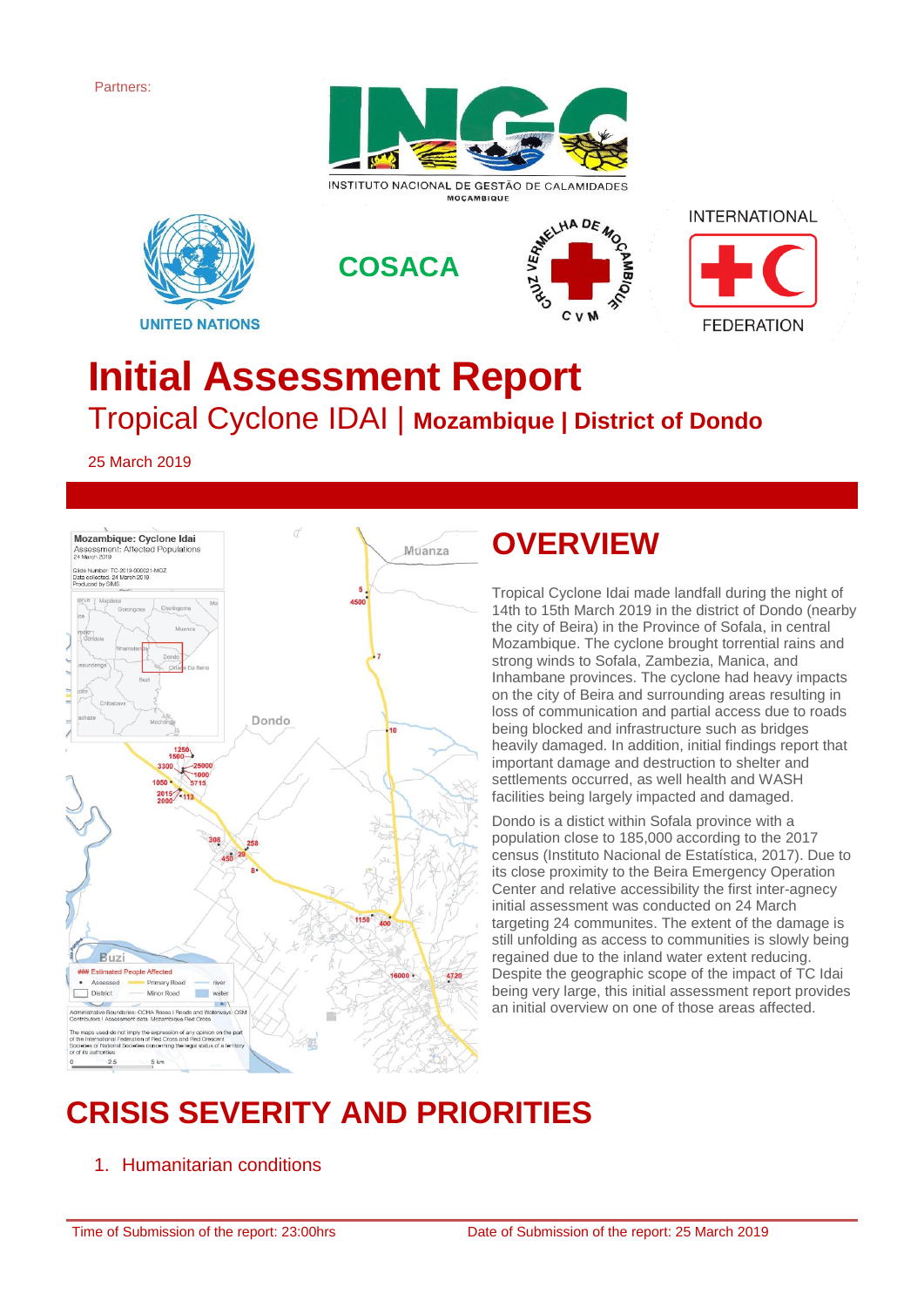Partners:

INSTITUTO NACIONAL DE GESTÃO DE CALAMIDADES
MOÇAMBIQUE

UNITED NATIONS

COSACA

CRUZ VERMELHA DE MOÇAMBIQUE
CVM

INTERNATIONAL
FEDERATION

# Initial Assessment Report

## Tropical Cyclone IDAI | **Mozambique | District of Dondo**

25 March 2019

## OVERVIEW

Tropical Cyclone Idai made landfall during the night of 14th to 15th March 2019 in the district of Dondo (nearby the city of Beira) in the Province of Sofala, in central Mozambique. The cyclone brought torrential rains and strong winds to Sofala, Zambezia, Manica, and Inhambane provinces. The cyclone had heavy impacts on the city of Beira and surrounding areas resulting in loss of communication and partial access due to roads being blocked and infrastructure such as bridges heavily damaged. In addition, initial findings report that important damage and destruction to shelter and settlements occurred, as well health and WASH facilities being largely impacted and damaged.

Dondo is a distict within Sofala province with a population close to 185,000 according to the 2017 census (Instituto Nacional de Estatística, 2017). Due to its close proximity to the Beira Emergency Operation Center and relative accessibility the first inter-agnecy initial assessment was conducted on 24 March targeting 24 communites. The extent of the damage is still unfolding as access to communities is slowly being regained due to the inland water extent reducing. Despite the geographic scope of the impact of TC Idai being very large, this initial assessment report provides an initial overview on one of those areas affected.

# CRISIS SEVERITY AND PRIORITIES

1. Humanitarian conditions

Time of Submission of the report: 23:00hrs

Date of Submission of the report: 25 March 2019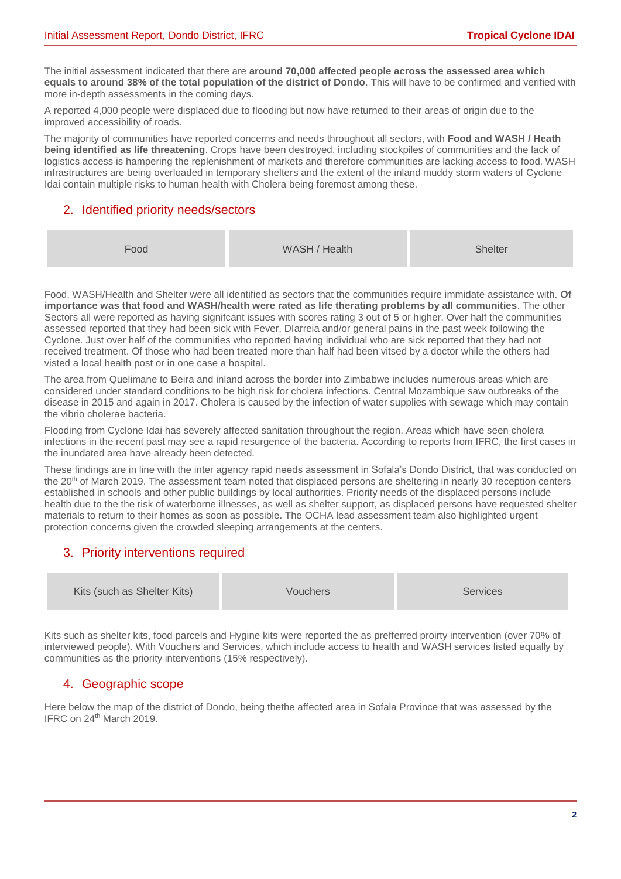The initial assessment indicated that there are **around 70,000 affected people across the assessed area which equals to around 38% of the total population of the district of Dondo**. This will have to be confirmed and verified with more in-depth assessments in the coming days.

A reported 4,000 people were displaced due to flooding but now have returned to their areas of origin due to the improved accessibility of roads.

The majority of communities have reported concerns and needs throughout all sectors, with **Food and WASH / Heath being identified as life threatening**. Crops have been destroyed, including stockpiles of communities and the lack of logistics access is hampering the replenishment of markets and therefore communities are lacking access to food. WASH infrastructures are being overloaded in temporary shelters and the extent of the inland muddy storm waters of Cyclone Idai contain multiple risks to human health with Cholera being foremost among these.

## 2. Identified priority needs/sectors

| Food | WASH / Health | Shelter |
|---|---|---|

Food, WASH/Health and Shelter were all identified as sectors that the communities require immidate assistance with. **Of importance was that food and WASH/health were rated as life therating problems by all communities**. The other Sectors all were reported as having signifcant issues with scores rating 3 out of 5 or higher. Over half the communities assessed reported that they had been sick with Fever, DIarreia and/or general pains in the past week following the Cyclone. Just over half of the communities who reported having individual who are sick reported that they had not received treatment. Of those who had been treated more than half had been vitsed by a doctor while the others had visted a local health post or in one case a hospital.

The area from Quelimane to Beira and inland across the border into Zimbabwe includes numerous areas which are considered under standard conditions to be high risk for cholera infections. Central Mozambique saw outbreaks of the disease in 2015 and again in 2017. Cholera is caused by the infection of water supplies with sewage which may contain the vibrio cholerae bacteria.

Flooding from Cyclone Idai has severely affected sanitation throughout the region. Areas which have seen cholera infections in the recent past may see a rapid resurgence of the bacteria. According to reports from IFRC, the first cases in the inundated area have already been detected.

These findings are in line with the inter agency rapid needs assessment in Sofala's Dondo District, that was conducted on the 20th of March 2019. The assessment team noted that displaced persons are sheltering in nearly 30 reception centers established in schools and other public buildings by local authorities. Priority needs of the displaced persons include health due to the the risk of waterborne illnesses, as well as shelter support, as displaced persons have requested shelter materials to return to their homes as soon as possible. The OCHA lead assessment team also highlighted urgent protection concerns given the crowded sleeping arrangements at the centers.

## 3. Priority interventions required

| Kits (such as Shelter Kits) | Vouchers | Services |
|---|---|---|

Kits such as shelter kits, food parcels and Hygine kits were reported the as prefferred proirty intervention (over 70% of interviewed people). With Vouchers and Services, which include access to health and WASH services listed equally by communities as the priority interventions (15% respectively).

## 4. Geographic scope

Here below the map of the district of Dondo, being thethe affected area in Sofala Province that was assessed by the IFRC on 24th March 2019.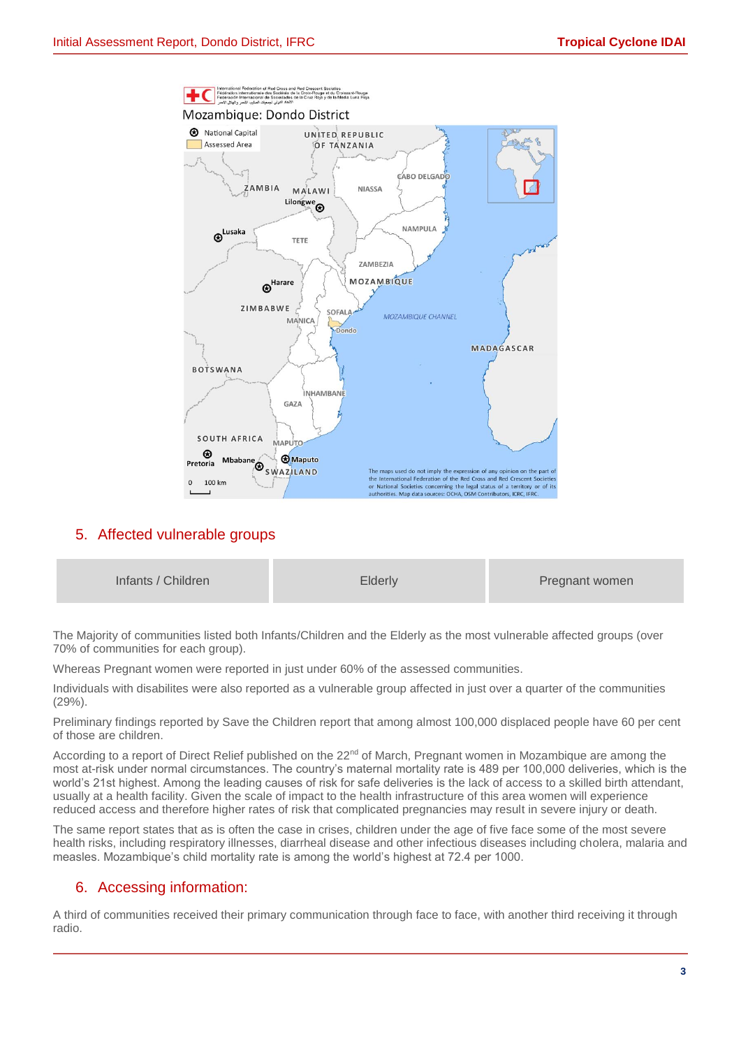## 5. Affected vulnerable groups

| Infants / Children | Elderly | Pregnant women |
|---|---|---|

The Majority of communities listed both Infants/Children and the Elderly as the most vulnerable affected groups (over 70% of communities for each group).

Whereas Pregnant women were reported in just under 60% of the assessed communities.

Individuals with disabilites were also reported as a vulnerable group affected in just over a quarter of the communities (29%).

Preliminary findings reported by Save the Children report that among almost 100,000 displaced people have 60 per cent of those are children.

According to a report of Direct Relief published on the 22nd of March, Pregnant women in Mozambique are among the most at-risk under normal circumstances. The country's maternal mortality rate is 489 per 100,000 deliveries, which is the world's 21st highest. Among the leading causes of risk for safe deliveries is the lack of access to a skilled birth attendant, usually at a health facility. Given the scale of impact to the health infrastructure of this area women will experience reduced access and therefore higher rates of risk that complicated pregnancies may result in severe injury or death.

The same report states that as is often the case in crises, children under the age of five face some of the most severe health risks, including respiratory illnesses, diarrheal disease and other infectious diseases including cholera, malaria and measles. Mozambique's child mortality rate is among the world's highest at 72.4 per 1000.

## 6. Accessing information:

A third of communities received their primary communication through face to face, with another third receiving it through radio.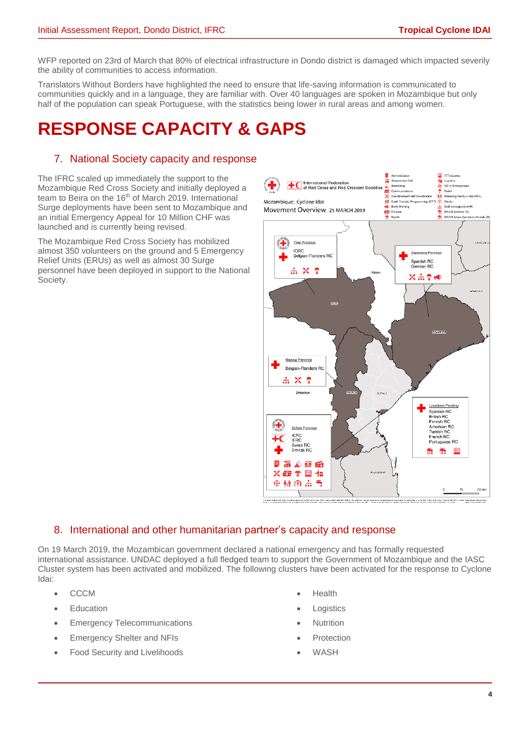WFP reported on 23rd of March that 80% of electrical infrastructure in Dondo district is damaged which impacted severily the ability of communities to access information.

Translators Without Borders have highlighted the need to ensure that life-saving information is communicated to communities quickly and in a language, they are familiar with. Over 40 languages are spoken in Mozambique but only half of the population can speak Portuguese, with the statistics being lower in rural areas and among women.

# RESPONSE CAPACITY & GAPS

## 7. National Society capacity and response

The IFRC scaled up immediately the support to the Mozambique Red Cross Society and initially deployed a team to Beira on the 16th of March 2019. International Surge deployments have been sent to Mozambique and an initial Emergency Appeal for 10 Million CHF was launched and is currently being revised.

The Mozambique Red Cross Society has mobilized almost 350 volunteers on the ground and 5 Emergency Relief Units (ERUs) as well as almost 30 Surge personnel have been deployed in support to the National Society.

## 8. International and other humanitarian partner's capacity and response

On 19 March 2019, the Mozambican government declared a national emergency and has formally requested international assistance. UNDAC deployed a full fledged team to support the Government of Mozambique and the IASC Cluster system has been activated and mobilized. The following clusters have been activated for the response to Cyclone Idai:

- CCCM
- Education
- Emergency Telecommunications
- Emergency Shelter and NFIs
- Food Security and Livelihoods
- Health
- Logistics
- Nutrition
- Protection
- WASH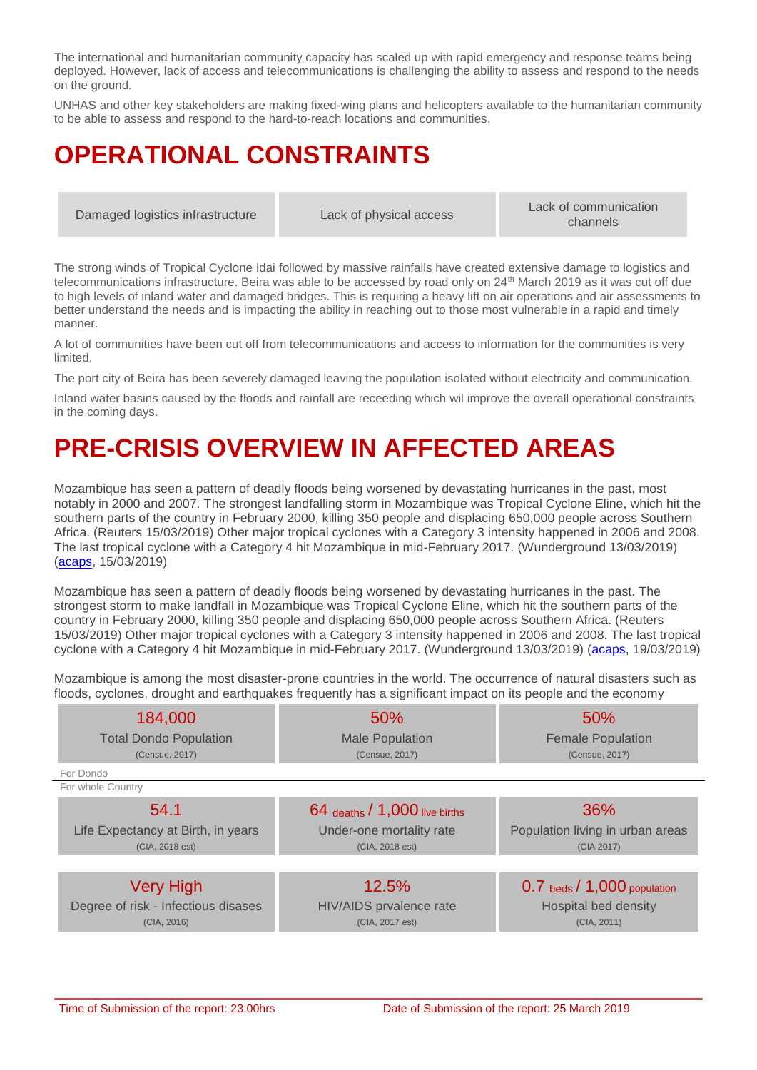The international and humanitarian community capacity has scaled up with rapid emergency and response teams being deployed. However, lack of access and telecommunications is challenging the ability to assess and respond to the needs on the ground.

UNHAS and other key stakeholders are making fixed-wing plans and helicopters available to the humanitarian community to be able to assess and respond to the hard-to-reach locations and communities.

# OPERATIONAL CONSTRAINTS

| | | |
|---|---|---|
| Damaged logistics infrastructure | Lack of physical access | Lack of communication channels |

The strong winds of Tropical Cyclone Idai followed by massive rainfalls have created extensive damage to logistics and telecommunications infrastructure. Beira was able to be accessed by road only on 24th March 2019 as it was cut off due to high levels of inland water and damaged bridges. This is requiring a heavy lift on air operations and air assessments to better understand the needs and is impacting the ability in reaching out to those most vulnerable in a rapid and timely manner.

A lot of communities have been cut off from telecommunications and access to information for the communities is very limited.

The port city of Beira has been severely damaged leaving the population isolated without electricity and communication.

Inland water basins caused by the floods and rainfall are receeding which wil improve the overall operational constraints in the coming days.

# PRE-CRISIS OVERVIEW IN AFFECTED AREAS

Mozambique has seen a pattern of deadly floods being worsened by devastating hurricanes in the past, most notably in 2000 and 2007. The strongest landfalling storm in Mozambique was Tropical Cyclone Eline, which hit the southern parts of the country in February 2000, killing 350 people and displacing 650,000 people across Southern Africa. (Reuters 15/03/2019) Other major tropical cyclones with a Category 3 intensity happened in 2006 and 2008. The last tropical cyclone with a Category 4 hit Mozambique in mid-February 2017. (Wunderground 13/03/2019) (acaps, 15/03/2019)

Mozambique has seen a pattern of deadly floods being worsened by devastating hurricanes in the past. The strongest storm to make landfall in Mozambique was Tropical Cyclone Eline, which hit the southern parts of the country in February 2000, killing 350 people and displacing 650,000 people across Southern Africa. (Reuters 15/03/2019) Other major tropical cyclones with a Category 3 intensity happened in 2006 and 2008. The last tropical cyclone with a Category 4 hit Mozambique in mid-February 2017. (Wunderground 13/03/2019) (acaps, 19/03/2019)

Mozambique is among the most disaster-prone countries in the world. The occurrence of natural disasters such as floods, cyclones, drought and earthquakes frequently has a significant impact on its people and the economy

| | | |
|---|---|---|
| 184,000<br>Total Dondo Population<br>(Censue, 2017) | 50%<br>Male Population<br>(Censue, 2017) | 50%<br>Female Population<br>(Censue, 2017) |

For Dondo

For whole Country

| | | |
|---|---|---|
| 54.1<br>Life Expectancy at Birth, in years<br>(CIA, 2018 est) | 64 deaths / 1,000 live births<br>Under-one mortality rate<br>(CIA, 2018 est) | 36%<br>Population living in urban areas<br>(CIA 2017) |
| Very High<br>Degree of risk - Infectious disases<br>(CIA, 2016) | 12.5%<br>HIV/AIDS prvalence rate<br>(CIA, 2017 est) | 0.7 beds / 1,000 population<br>Hospital bed density<br>(CIA, 2011) |

Time of Submission of the report: 23:00hrs

Date of Submission of the report: 25 March 2019